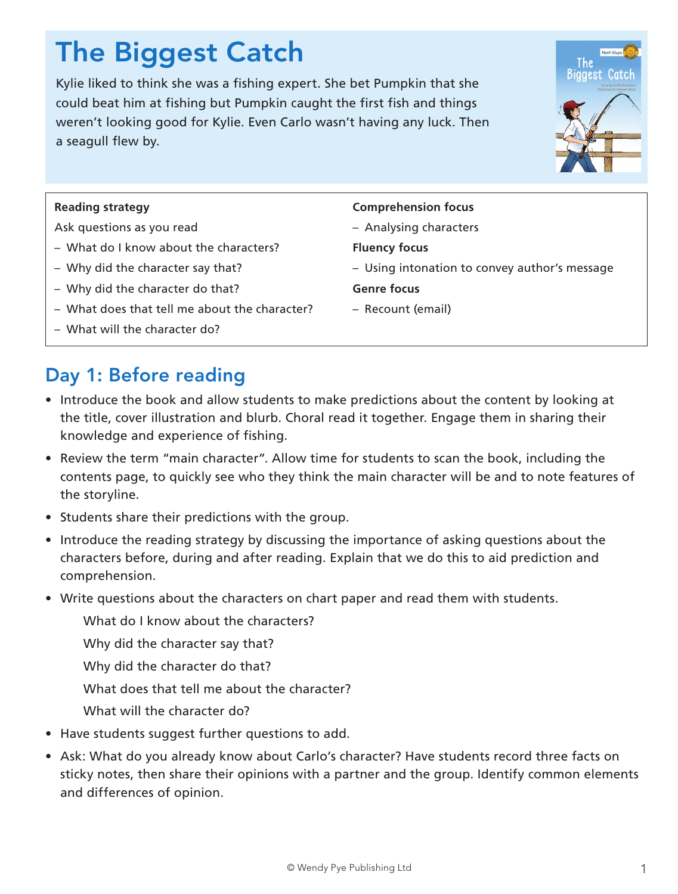# The Biggest Catch

Kylie liked to think she was a fishing expert. She bet Pumpkin that she could beat him at fishing but Pumpkin caught the first fish and things weren't looking good for Kylie. Even Carlo wasn't having any luck. Then a seagull flew by.

**Reading strategy**

Ask questions as you read

- What do I know about the characters?
- Why did the character say that?
- Why did the character do that?
- What does that tell me about the character?
- What will the character do?

**Comprehension focus**

- Analysing characters

**Fluency focus**

- Using intonation to convey author's message

**Genre focus**

- Recount (email)

## Day 1: Before reading

- Introduce the book and allow students to make predictions about the content by looking at the title, cover illustration and blurb. Choral read it together. Engage them in sharing their knowledge and experience of fishing.
- Review the term "main character". Allow time for students to scan the book, including the contents page, to quickly see who they think the main character will be and to note features of the storyline.
- Students share their predictions with the group.
- Introduce the reading strategy by discussing the importance of asking questions about the characters before, during and after reading. Explain that we do this to aid prediction and comprehension.
- Write questions about the characters on chart paper and read them with students.

  What do I know about the characters?

  Why did the character say that?

  Why did the character do that?

  What does that tell me about the character?

  What will the character do?
- Have students suggest further questions to add.
- Ask: What do you already know about Carlo's character? Have students record three facts on sticky notes, then share their opinions with a partner and the group. Identify common elements and differences of opinion.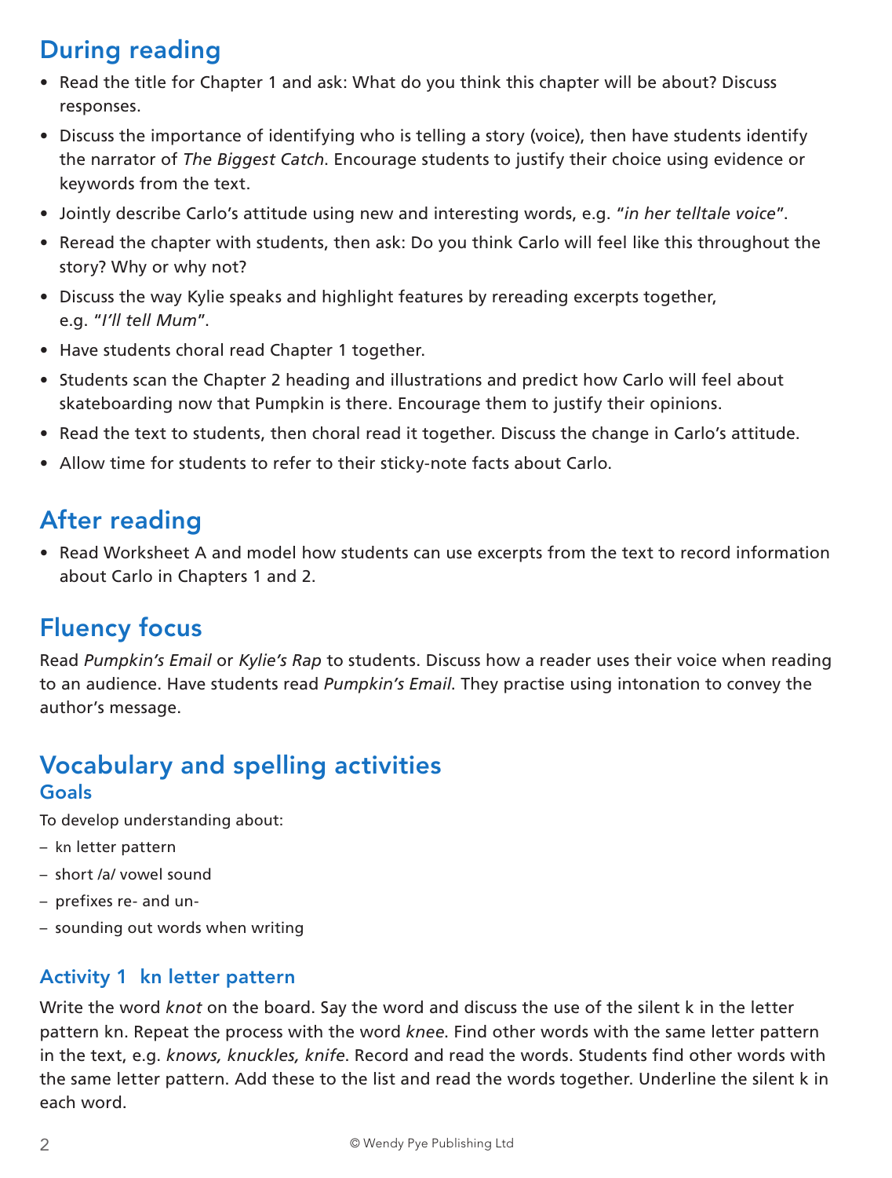## During reading

- Read the title for Chapter 1 and ask: What do you think this chapter will be about? Discuss responses.
- Discuss the importance of identifying who is telling a story (voice), then have students identify the narrator of *The Biggest Catch*. Encourage students to justify their choice using evidence or keywords from the text.
- Jointly describe Carlo's attitude using new and interesting words, e.g. "*in her telltale voice*".
- Reread the chapter with students, then ask: Do you think Carlo will feel like this throughout the story? Why or why not?
- Discuss the way Kylie speaks and highlight features by rereading excerpts together, e.g. "*I'll tell Mum*".
- Have students choral read Chapter 1 together.
- Students scan the Chapter 2 heading and illustrations and predict how Carlo will feel about skateboarding now that Pumpkin is there. Encourage them to justify their opinions.
- Read the text to students, then choral read it together. Discuss the change in Carlo's attitude.
- Allow time for students to refer to their sticky-note facts about Carlo.

## After reading

- Read Worksheet A and model how students can use excerpts from the text to record information about Carlo in Chapters 1 and 2.

## Fluency focus

Read *Pumpkin's Email* or *Kylie's Rap* to students. Discuss how a reader uses their voice when reading to an audience. Have students read *Pumpkin's Email*. They practise using intonation to convey the author's message.

## Vocabulary and spelling activities

### Goals

To develop understanding about:

- kn letter pattern
- short /a/ vowel sound
- prefixes re- and un-
- sounding out words when writing

### Activity 1 kn letter pattern

Write the word *knot* on the board. Say the word and discuss the use of the silent k in the letter pattern kn. Repeat the process with the word *knee*. Find other words with the same letter pattern in the text, e.g. *knows, knuckles, knife*. Record and read the words. Students find other words with the same letter pattern. Add these to the list and read the words together. Underline the silent k in each word.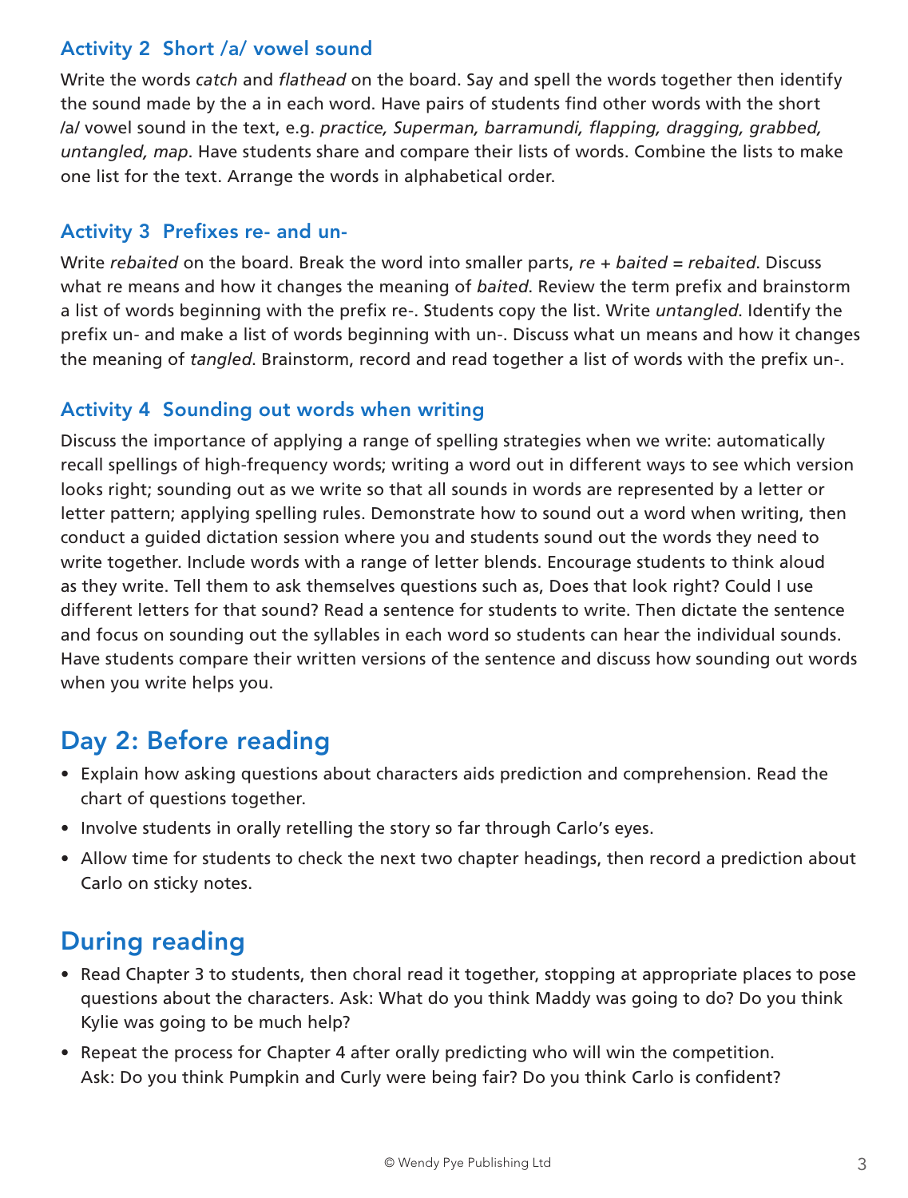### Activity 2  Short /a/ vowel sound

Write the words *catch* and *flathead* on the board. Say and spell the words together then identify the sound made by the a in each word. Have pairs of students find other words with the short /a/ vowel sound in the text, e.g. *practice, Superman, barramundi, flapping, dragging, grabbed, untangled, map*. Have students share and compare their lists of words. Combine the lists to make one list for the text. Arrange the words in alphabetical order.

### Activity 3  Prefixes re- and un-

Write *rebaited* on the board. Break the word into smaller parts, *re* + *baited* = *rebaited*. Discuss what re means and how it changes the meaning of *baited*. Review the term prefix and brainstorm a list of words beginning with the prefix re-. Students copy the list. Write *untangled*. Identify the prefix un- and make a list of words beginning with un-. Discuss what un means and how it changes the meaning of *tangled*. Brainstorm, record and read together a list of words with the prefix un-.

### Activity 4  Sounding out words when writing

Discuss the importance of applying a range of spelling strategies when we write: automatically recall spellings of high-frequency words; writing a word out in different ways to see which version looks right; sounding out as we write so that all sounds in words are represented by a letter or letter pattern; applying spelling rules. Demonstrate how to sound out a word when writing, then conduct a guided dictation session where you and students sound out the words they need to write together. Include words with a range of letter blends. Encourage students to think aloud as they write. Tell them to ask themselves questions such as, Does that look right? Could I use different letters for that sound? Read a sentence for students to write. Then dictate the sentence and focus on sounding out the syllables in each word so students can hear the individual sounds. Have students compare their written versions of the sentence and discuss how sounding out words when you write helps you.

## Day 2: Before reading

- Explain how asking questions about characters aids prediction and comprehension. Read the chart of questions together.
- Involve students in orally retelling the story so far through Carlo's eyes.
- Allow time for students to check the next two chapter headings, then record a prediction about Carlo on sticky notes.

## During reading

- Read Chapter 3 to students, then choral read it together, stopping at appropriate places to pose questions about the characters. Ask: What do you think Maddy was going to do? Do you think Kylie was going to be much help?
- Repeat the process for Chapter 4 after orally predicting who will win the competition. Ask: Do you think Pumpkin and Curly were being fair? Do you think Carlo is confident?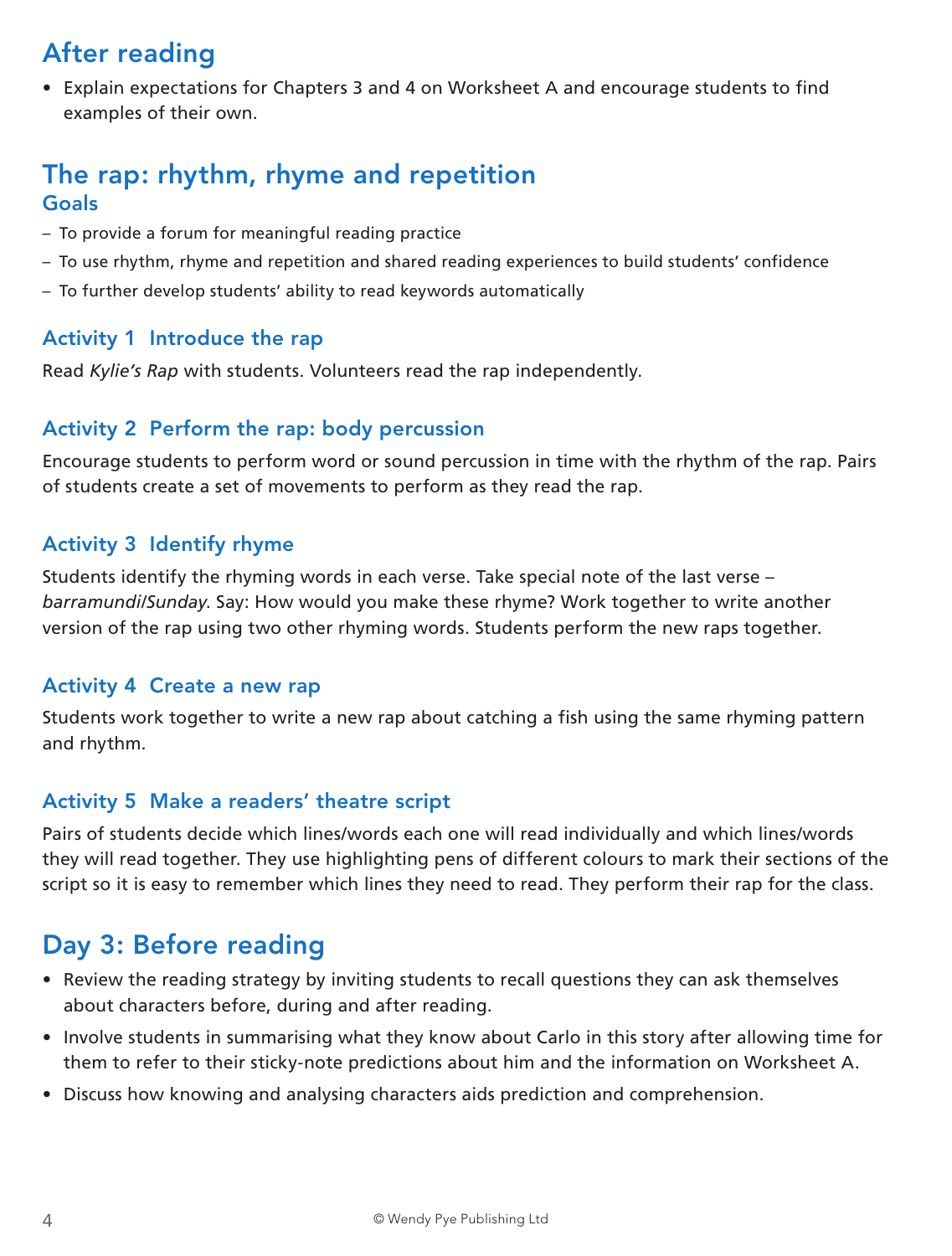## After reading

- Explain expectations for Chapters 3 and 4 on Worksheet A and encourage students to find examples of their own.

## The rap: rhythm, rhyme and repetition

### Goals

- To provide a forum for meaningful reading practice
- To use rhythm, rhyme and repetition and shared reading experiences to build students' confidence
- To further develop students' ability to read keywords automatically

### Activity 1 Introduce the rap

Read *Kylie's Rap* with students. Volunteers read the rap independently.

### Activity 2 Perform the rap: body percussion

Encourage students to perform word or sound percussion in time with the rhythm of the rap. Pairs of students create a set of movements to perform as they read the rap.

### Activity 3 Identify rhyme

Students identify the rhyming words in each verse. Take special note of the last verse – *barramundi/Sunday*. Say: How would you make these rhyme? Work together to write another version of the rap using two other rhyming words. Students perform the new raps together.

### Activity 4 Create a new rap

Students work together to write a new rap about catching a fish using the same rhyming pattern and rhythm.

### Activity 5 Make a readers' theatre script

Pairs of students decide which lines/words each one will read individually and which lines/words they will read together. They use highlighting pens of different colours to mark their sections of the script so it is easy to remember which lines they need to read. They perform their rap for the class.

## Day 3: Before reading

- Review the reading strategy by inviting students to recall questions they can ask themselves about characters before, during and after reading.
- Involve students in summarising what they know about Carlo in this story after allowing time for them to refer to their sticky-note predictions about him and the information on Worksheet A.
- Discuss how knowing and analysing characters aids prediction and comprehension.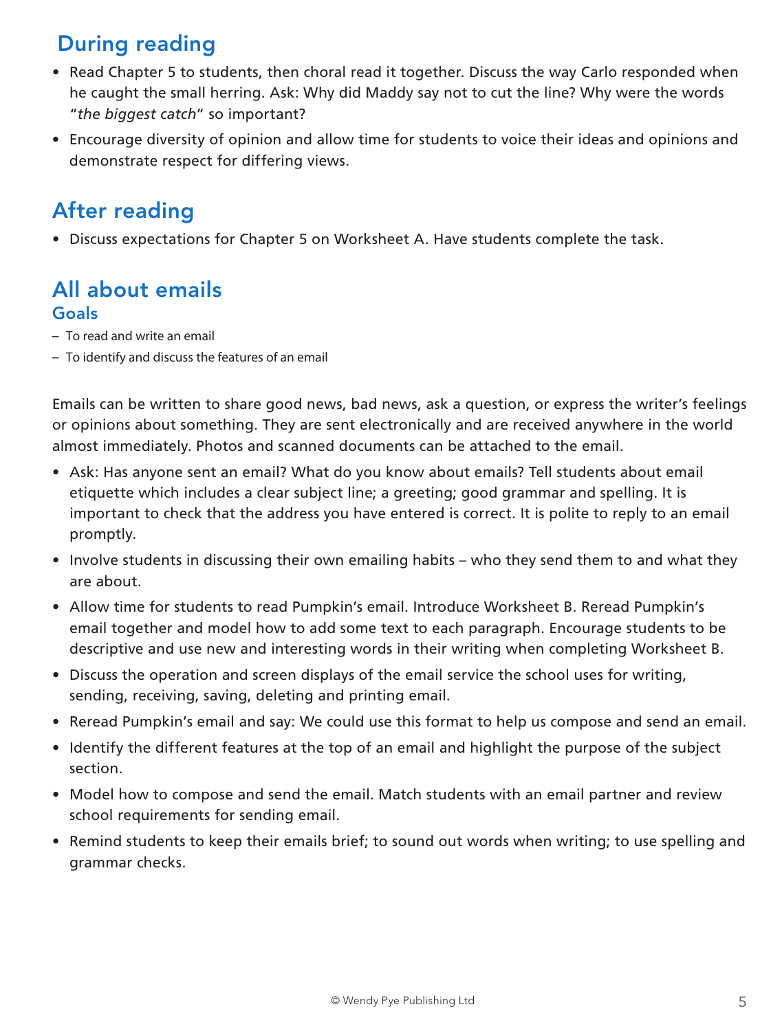## During reading

- Read Chapter 5 to students, then choral read it together. Discuss the way Carlo responded when he caught the small herring. Ask: Why did Maddy say not to cut the line? Why were the words "*the biggest catch*" so important?
- Encourage diversity of opinion and allow time for students to voice their ideas and opinions and demonstrate respect for differing views.

## After reading

- Discuss expectations for Chapter 5 on Worksheet A. Have students complete the task.

## All about emails

### Goals

- To read and write an email
- To identify and discuss the features of an email

Emails can be written to share good news, bad news, ask a question, or express the writer's feelings or opinions about something. They are sent electronically and are received anywhere in the world almost immediately. Photos and scanned documents can be attached to the email.

- Ask: Has anyone sent an email? What do you know about emails? Tell students about email etiquette which includes a clear subject line; a greeting; good grammar and spelling. It is important to check that the address you have entered is correct. It is polite to reply to an email promptly.
- Involve students in discussing their own emailing habits – who they send them to and what they are about.
- Allow time for students to read Pumpkin's email. Introduce Worksheet B. Reread Pumpkin's email together and model how to add some text to each paragraph. Encourage students to be descriptive and use new and interesting words in their writing when completing Worksheet B.
- Discuss the operation and screen displays of the email service the school uses for writing, sending, receiving, saving, deleting and printing email.
- Reread Pumpkin's email and say: We could use this format to help us compose and send an email.
- Identify the different features at the top of an email and highlight the purpose of the subject section.
- Model how to compose and send the email. Match students with an email partner and review school requirements for sending email.
- Remind students to keep their emails brief; to sound out words when writing; to use spelling and grammar checks.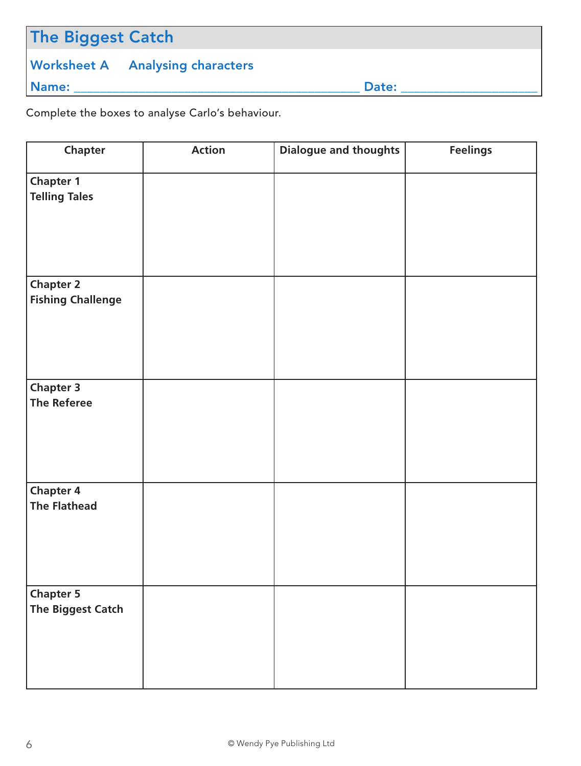# The Biggest Catch

## Worksheet A Analysing characters

Name: ______________________________ Date: ____________________

Complete the boxes to analyse Carlo's behaviour.

| Chapter | Action | Dialogue and thoughts | Feelings |
|---|---|---|---|
| **Chapter 1** **Telling Tales** | | | |
| **Chapter 2** **Fishing Challenge** | | | |
| **Chapter 3** **The Referee** | | | |
| **Chapter 4** **The Flathead** | | | |
| **Chapter 5** **The Biggest Catch** | | | |

© Wendy Pye Publishing Ltd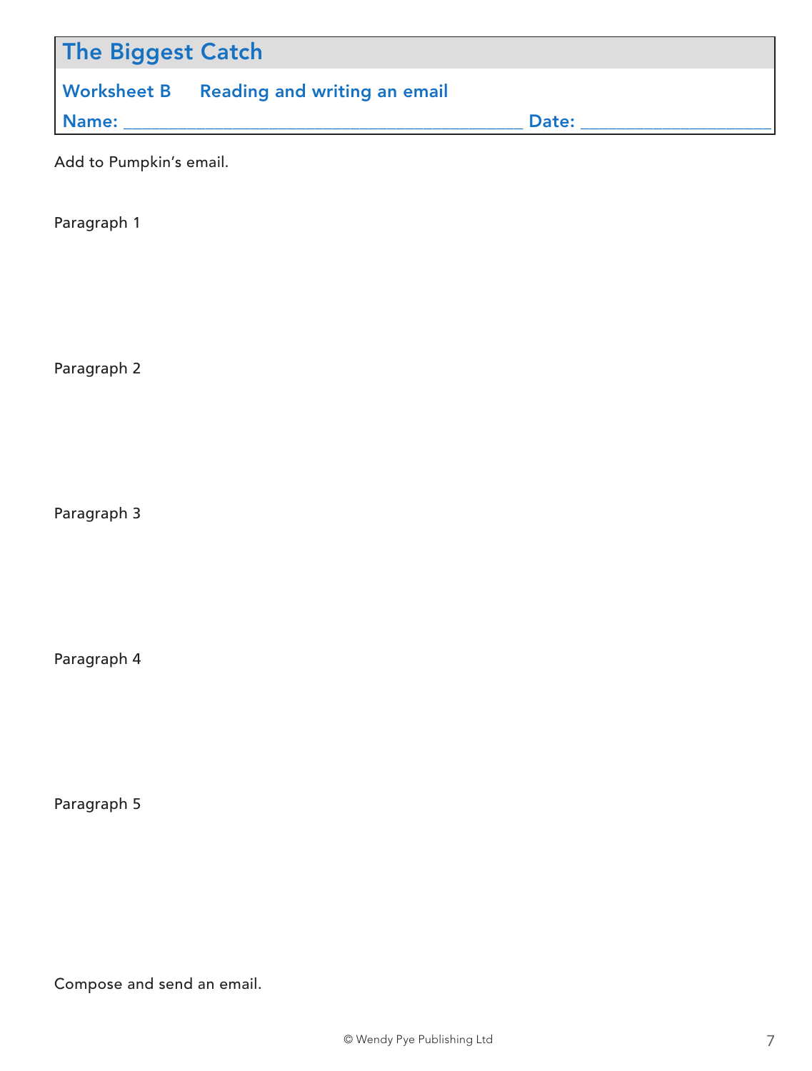# The Biggest Catch

**Worksheet B    Reading and writing an email**

**Name:** ________________________________________ **Date:** ____________________

Add to Pumpkin's email.

Paragraph 1

Paragraph 2

Paragraph 3

Paragraph 4

Paragraph 5

Compose and send an email.

© Wendy Pye Publishing Ltd